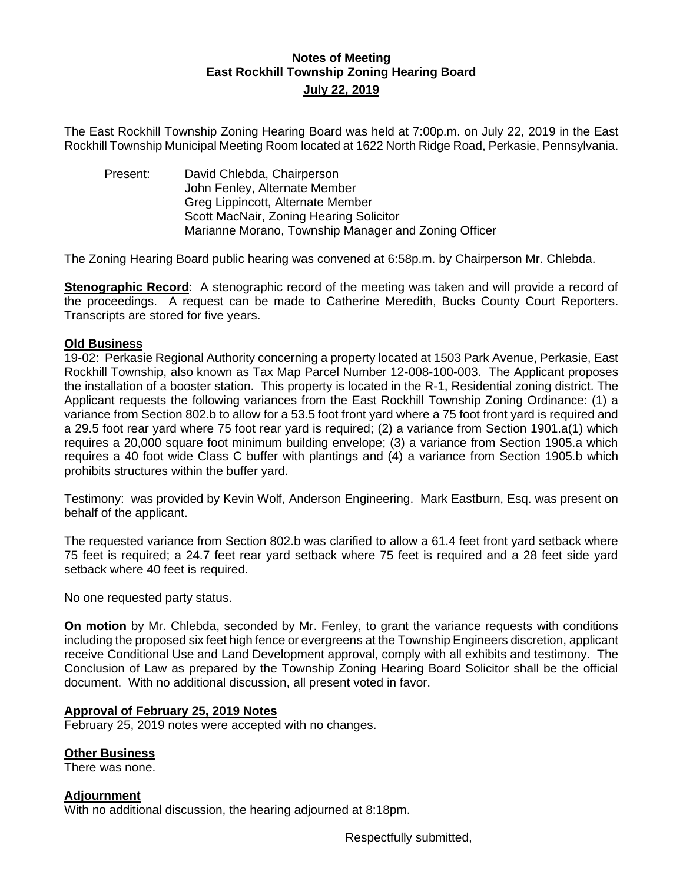# Notes of Meeting
## East Rockhill Township Zoning Hearing Board
### July 22, 2019

The East Rockhill Township Zoning Hearing Board was held at 7:00p.m. on July 22, 2019 in the East Rockhill Township Municipal Meeting Room located at 1622 North Ridge Road, Perkasie, Pennsylvania.

Present: David Chlebda, Chairperson
John Fenley, Alternate Member
Greg Lippincott, Alternate Member
Scott MacNair, Zoning Hearing Solicitor
Marianne Morano, Township Manager and Zoning Officer

The Zoning Hearing Board public hearing was convened at 6:58p.m. by Chairperson Mr. Chlebda.

**Stenographic Record**: A stenographic record of the meeting was taken and will provide a record of the proceedings. A request can be made to Catherine Meredith, Bucks County Court Reporters. Transcripts are stored for five years.

**Old Business**

19-02: Perkasie Regional Authority concerning a property located at 1503 Park Avenue, Perkasie, East Rockhill Township, also known as Tax Map Parcel Number 12-008-100-003. The Applicant proposes the installation of a booster station. This property is located in the R-1, Residential zoning district. The Applicant requests the following variances from the East Rockhill Township Zoning Ordinance: (1) a variance from Section 802.b to allow for a 53.5 foot front yard where a 75 foot front yard is required and a 29.5 foot rear yard where 75 foot rear yard is required; (2) a variance from Section 1901.a(1) which requires a 20,000 square foot minimum building envelope; (3) a variance from Section 1905.a which requires a 40 foot wide Class C buffer with plantings and (4) a variance from Section 1905.b which prohibits structures within the buffer yard.

Testimony: was provided by Kevin Wolf, Anderson Engineering. Mark Eastburn, Esq. was present on behalf of the applicant.

The requested variance from Section 802.b was clarified to allow a 61.4 feet front yard setback where 75 feet is required; a 24.7 feet rear yard setback where 75 feet is required and a 28 feet side yard setback where 40 feet is required.

No one requested party status.

**On motion** by Mr. Chlebda, seconded by Mr. Fenley, to grant the variance requests with conditions including the proposed six feet high fence or evergreens at the Township Engineers discretion, applicant receive Conditional Use and Land Development approval, comply with all exhibits and testimony. The Conclusion of Law as prepared by the Township Zoning Hearing Board Solicitor shall be the official document. With no additional discussion, all present voted in favor.

**Approval of February 25, 2019 Notes**

February 25, 2019 notes were accepted with no changes.

**Other Business**

There was none.

**Adjournment**

With no additional discussion, the hearing adjourned at 8:18pm.

Respectfully submitted,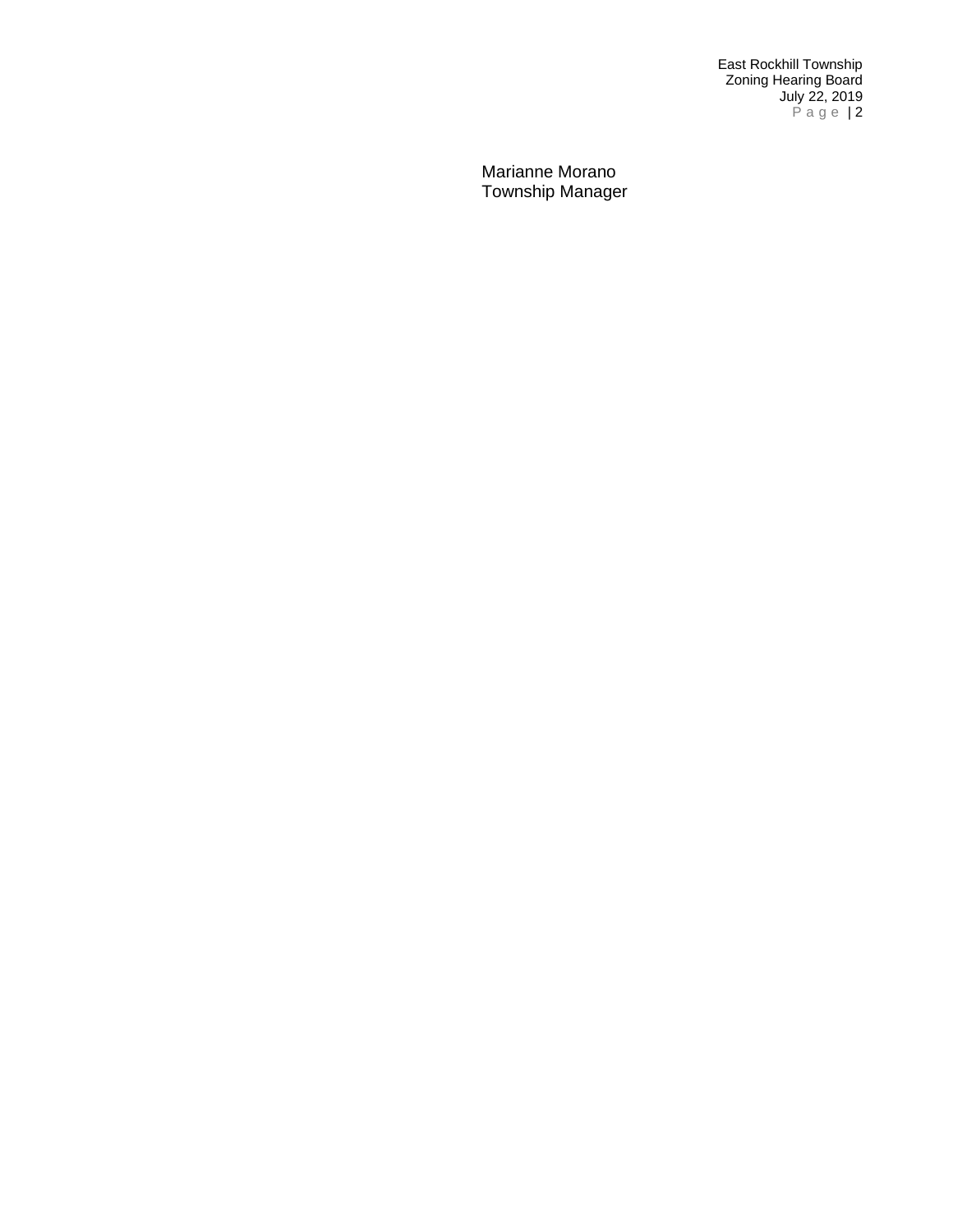Marianne Morano
Township Manager